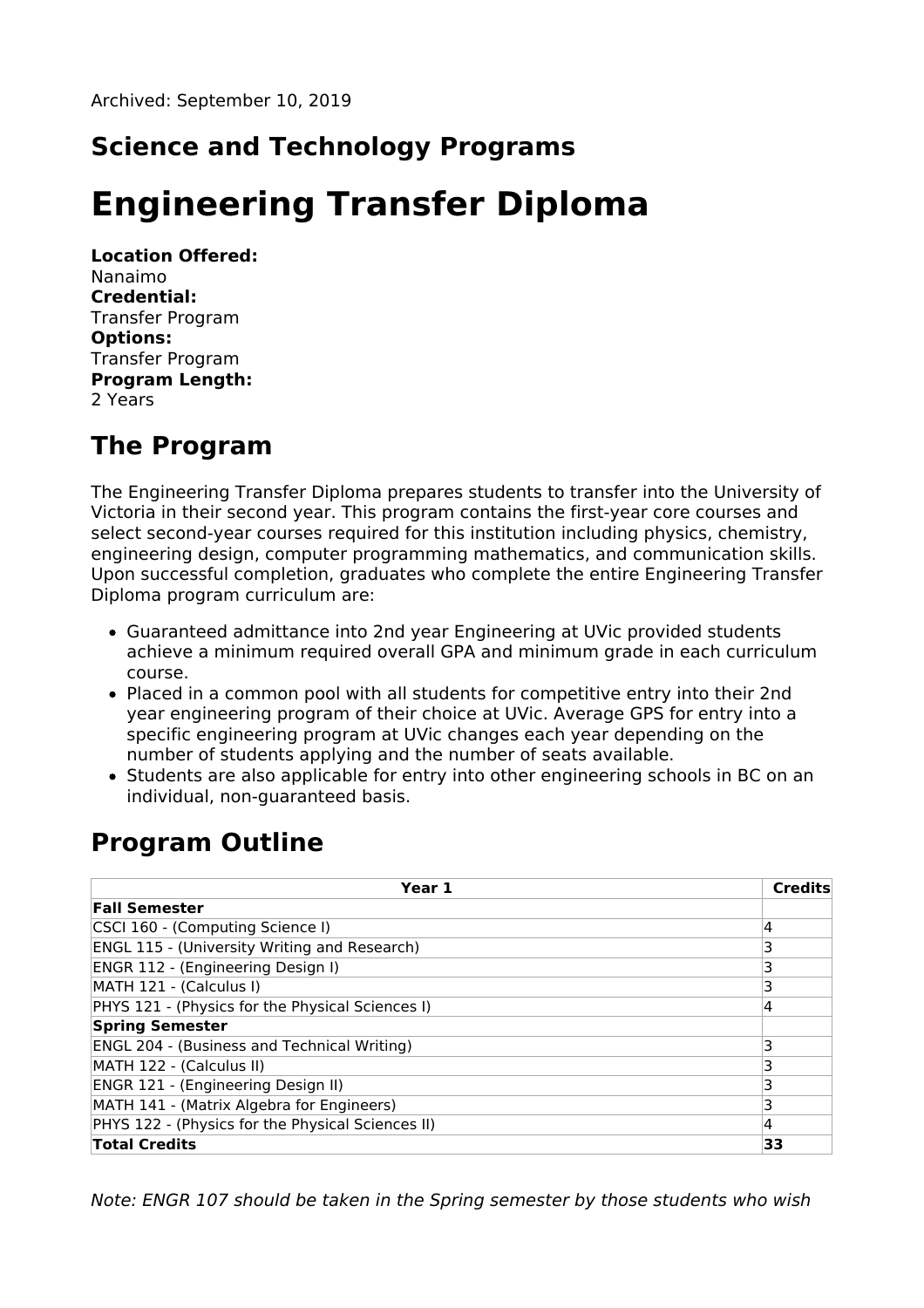Archived: September 10, 2019

## Science and Technology Programs

# Engineering Transfer Diploma

**Location Offered:**
Nanaimo
**Credential:**
Transfer Program
**Options:**
Transfer Program
**Program Length:**
2 Years

## The Program

The Engineering Transfer Diploma prepares students to transfer into the University of Victoria in their second year. This program contains the first-year core courses and select second-year courses required for this institution including physics, chemistry, engineering design, computer programming mathematics, and communication skills. Upon successful completion, graduates who complete the entire Engineering Transfer Diploma program curriculum are:

- Guaranteed admittance into 2nd year Engineering at UVic provided students achieve a minimum required overall GPA and minimum grade in each curriculum course.
- Placed in a common pool with all students for competitive entry into their 2nd year engineering program of their choice at UVic. Average GPS for entry into a specific engineering program at UVic changes each year depending on the number of students applying and the number of seats available.
- Students are also applicable for entry into other engineering schools in BC on an individual, non-guaranteed basis.

## Program Outline

| Year 1 | Credits |
|---|---|
| **Fall Semester** | |
| CSCI 160 - (Computing Science I) | 4 |
| ENGL 115 - (University Writing and Research) | 3 |
| ENGR 112 - (Engineering Design I) | 3 |
| MATH 121 - (Calculus I) | 3 |
| PHYS 121 - (Physics for the Physical Sciences I) | 4 |
| **Spring Semester** | |
| ENGL 204 - (Business and Technical Writing) | 3 |
| MATH 122 - (Calculus II) | 3 |
| ENGR 121 - (Engineering Design II) | 3 |
| MATH 141 - (Matrix Algebra for Engineers) | 3 |
| PHYS 122 - (Physics for the Physical Sciences II) | 4 |
| **Total Credits** | **33** |

*Note: ENGR 107 should be taken in the Spring semester by those students who wish*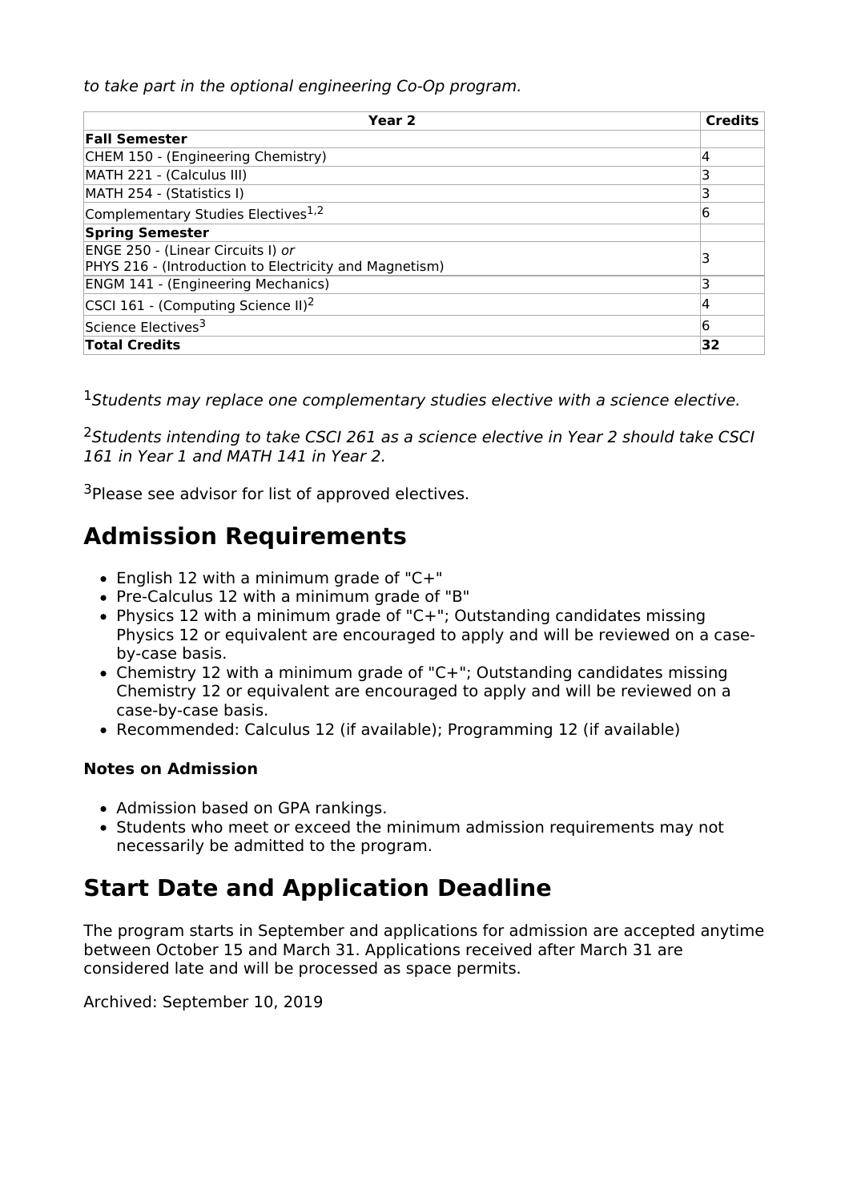*to take part in the optional engineering Co-Op program.*

| Year 2 | Credits |
|---|---|
| **Fall Semester** | |
| CHEM 150 - (Engineering Chemistry) | 4 |
| MATH 221 - (Calculus III) | 3 |
| MATH 254 - (Statistics I) | 3 |
| Complementary Studies Electives[1,2] | 6 |
| **Spring Semester** | |
| ENGE 250 - (Linear Circuits I) *or* PHYS 216 - (Introduction to Electricity and Magnetism) | 3 |
| ENGM 141 - (Engineering Mechanics) | 3 |
| CSCI 161 - (Computing Science II)[2] | 4 |
| Science Electives[3] | 6 |
| **Total Credits** | **32** |

[1]*Students may replace one complementary studies elective with a science elective.*

[2]*Students intending to take CSCI 261 as a science elective in Year 2 should take CSCI 161 in Year 1 and MATH 141 in Year 2.*

[3]Please see advisor for list of approved electives.

## Admission Requirements

- English 12 with a minimum grade of "C+"
- Pre-Calculus 12 with a minimum grade of "B"
- Physics 12 with a minimum grade of "C+"; Outstanding candidates missing Physics 12 or equivalent are encouraged to apply and will be reviewed on a case-by-case basis.
- Chemistry 12 with a minimum grade of "C+"; Outstanding candidates missing Chemistry 12 or equivalent are encouraged to apply and will be reviewed on a case-by-case basis.
- Recommended: Calculus 12 (if available); Programming 12 (if available)

### Notes on Admission

- Admission based on GPA rankings.
- Students who meet or exceed the minimum admission requirements may not necessarily be admitted to the program.

## Start Date and Application Deadline

The program starts in September and applications for admission are accepted anytime between October 15 and March 31. Applications received after March 31 are considered late and will be processed as space permits.

Archived: September 10, 2019